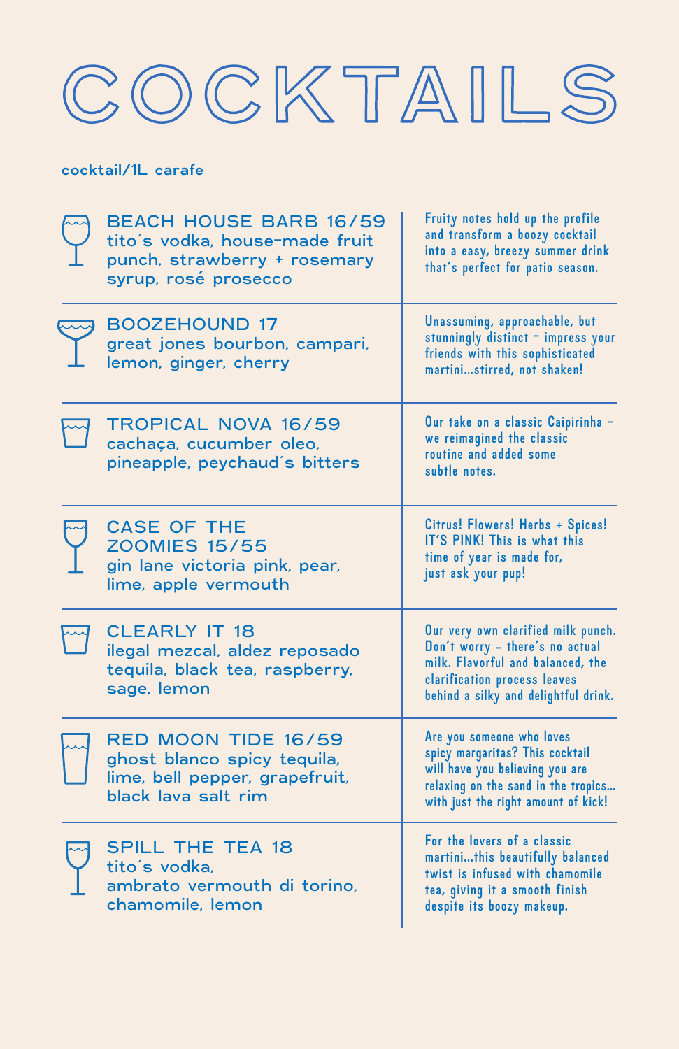# COCKTAILS

cocktail/1L carafe

## BEACH HOUSE BARB 16/59
tito´s vodka, house-made fruit punch, strawberry + rosemary syrup, rosé prosecco

Fruity notes hold up the profile and transform a boozy cocktail into a easy, breezy summer drink that's perfect for patio season.

## BOOZEHOUND 17
great jones bourbon, campari, lemon, ginger, cherry

Unassuming, approachable, but stunningly distinct - impress your friends with this sophisticated martini...stirred, not shaken!

## TROPICAL NOVA 16/59
cachaça, cucumber oleo, pineapple, peychaud´s bitters

Our take on a classic Caipirinha - we reimagined the classic routine and added some subtle notes.

## CASE OF THE ZOOMIES 15/55
gin lane victoria pink, pear, lime, apple vermouth

Citrus! Flowers! Herbs + Spices! IT'S PINK! This is what this time of year is made for, just ask your pup!

## CLEARLY IT 18
ilegal mezcal, aldez reposado tequila, black tea, raspberry, sage, lemon

Our very own clarified milk punch. Don't worry - there's no actual milk. Flavorful and balanced, the clarification process leaves behind a silky and delightful drink.

## RED MOON TIDE 16/59
ghost blanco spicy tequila, lime, bell pepper, grapefruit, black lava salt rim

Are you someone who loves spicy margaritas? This cocktail will have you believing you are relaxing on the sand in the tropics... with just the right amount of kick!

## SPILL THE TEA 18
tito´s vodka, ambrato vermouth di torino, chamomile, lemon

For the lovers of a classic martini...this beautifully balanced twist is infused with chamomile tea, giving it a smooth finish despite its boozy makeup.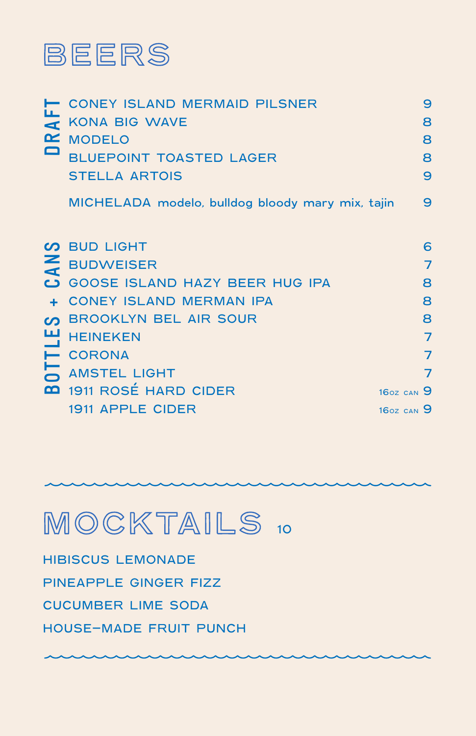# BEERS

## DRAFT

| Item | Price |
| --- | --- |
| CONEY ISLAND MERMAID PILSNER | 9 |
| KONA BIG WAVE | 8 |
| MODELO | 8 |
| BLUEPOINT TOASTED LAGER | 8 |
| STELLA ARTOIS | 9 |
| MICHELADA modelo, bulldog bloody mary mix, tajin | 9 |

## BOTTLES + CANS

| Item | Price |
| --- | --- |
| BUD LIGHT | 6 |
| BUDWEISER | 7 |
| GOOSE ISLAND HAZY BEER HUG IPA | 8 |
| CONEY ISLAND MERMAN IPA | 8 |
| BROOKLYN BEL AIR SOUR | 8 |
| HEINEKEN | 7 |
| CORONA | 7 |
| AMSTEL LIGHT | 7 |
| 1911 ROSÉ HARD CIDER | 16oz can 9 |
| 1911 APPLE CIDER | 16oz can 9 |

# MOCKTAILS 10

HIBISCUS LEMONADE

PINEAPPLE GINGER FIZZ

CUCUMBER LIME SODA

HOUSE-MADE FRUIT PUNCH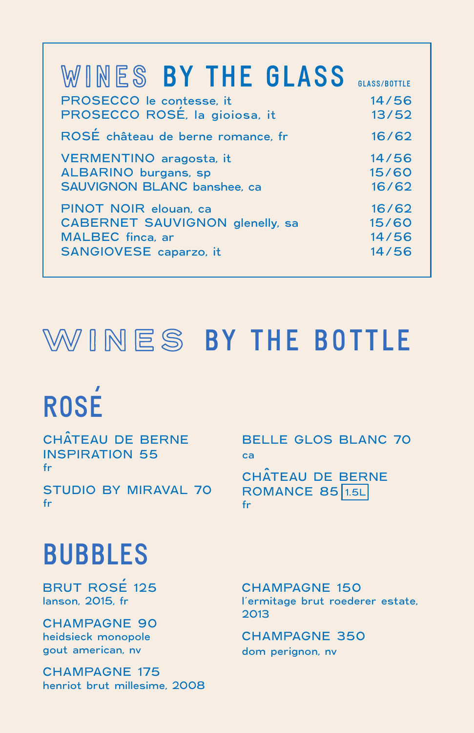# WINES BY THE GLASS

| | GLASS/BOTTLE |
|---|---|
| PROSECCO le contesse, it | 14/56 |
| PROSECCO ROSÉ, la gioiosa, it | 13/52 |
| ROSÉ château de berne romance, fr | 16/62 |
| VERMENTINO aragosta, it | 14/56 |
| ALBARINO burgans, sp | 15/60 |
| SAUVIGNON BLANC banshee, ca | 16/62 |
| PINOT NOIR elouan, ca | 16/62 |
| CABERNET SAUVIGNON glenelly, sa | 15/60 |
| MALBEC finca, ar | 14/56 |
| SANGIOVESE caparzo, it | 14/56 |

# WINES BY THE BOTTLE

## ROSÉ

CHÂTEAU DE BERNE INSPIRATION 55
fr

STUDIO BY MIRAVAL 70
fr

BELLE GLOS BLANC 70
ca

CHÂTEAU DE BERNE ROMANCE 85 1.5L
fr

## BUBBLES

BRUT ROSÉ 125
lanson, 2015, fr

CHAMPAGNE 90
heidsieck monopole gout american, nv

CHAMPAGNE 175
henriot brut millesime, 2008

CHAMPAGNE 150
l'ermitage brut roederer estate, 2013

CHAMPAGNE 350
dom perignon, nv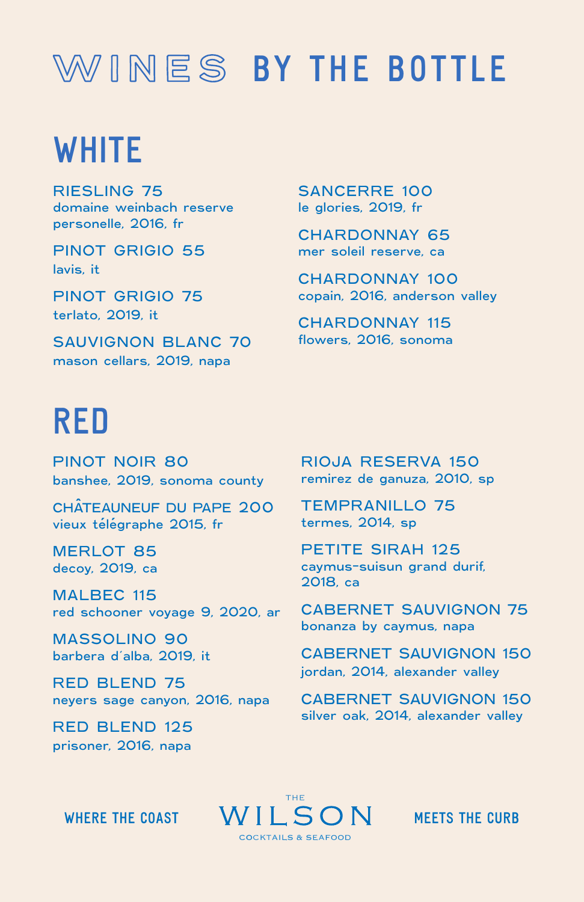# WINES BY THE BOTTLE

## WHITE

**RIESLING 75**
domaine weinbach reserve personelle, 2016, fr

**PINOT GRIGIO 55**
lavis, it

**PINOT GRIGIO 75**
terlato, 2019, it

**SAUVIGNON BLANC 70**
mason cellars, 2019, napa

**SANCERRE 100**
le glories, 2019, fr

**CHARDONNAY 65**
mer soleil reserve, ca

**CHARDONNAY 100**
copain, 2016, anderson valley

**CHARDONNAY 115**
flowers, 2016, sonoma

## RED

**PINOT NOIR 80**
banshee, 2019, sonoma county

**CHÂTEAUNEUF DU PAPE 200**
vieux télégraphe 2015, fr

**MERLOT 85**
decoy, 2019, ca

**MALBEC 115**
red schooner voyage 9, 2020, ar

**MASSOLINO 90**
barbera d'alba, 2019, it

**RED BLEND 75**
neyers sage canyon, 2016, napa

**RED BLEND 125**
prisoner, 2016, napa

**RIOJA RESERVA 150**
remirez de ganuza, 2010, sp

**TEMPRANILLO 75**
termes, 2014, sp

**PETITE SIRAH 125**
caymus-suisun grand durif, 2018, ca

**CABERNET SAUVIGNON 75**
bonanza by caymus, napa

**CABERNET SAUVIGNON 150**
jordan, 2014, alexander valley

**CABERNET SAUVIGNON 150**
silver oak, 2014, alexander valley

WHERE THE COAST — THE WILSON COCKTAILS & SEAFOOD — MEETS THE CURB